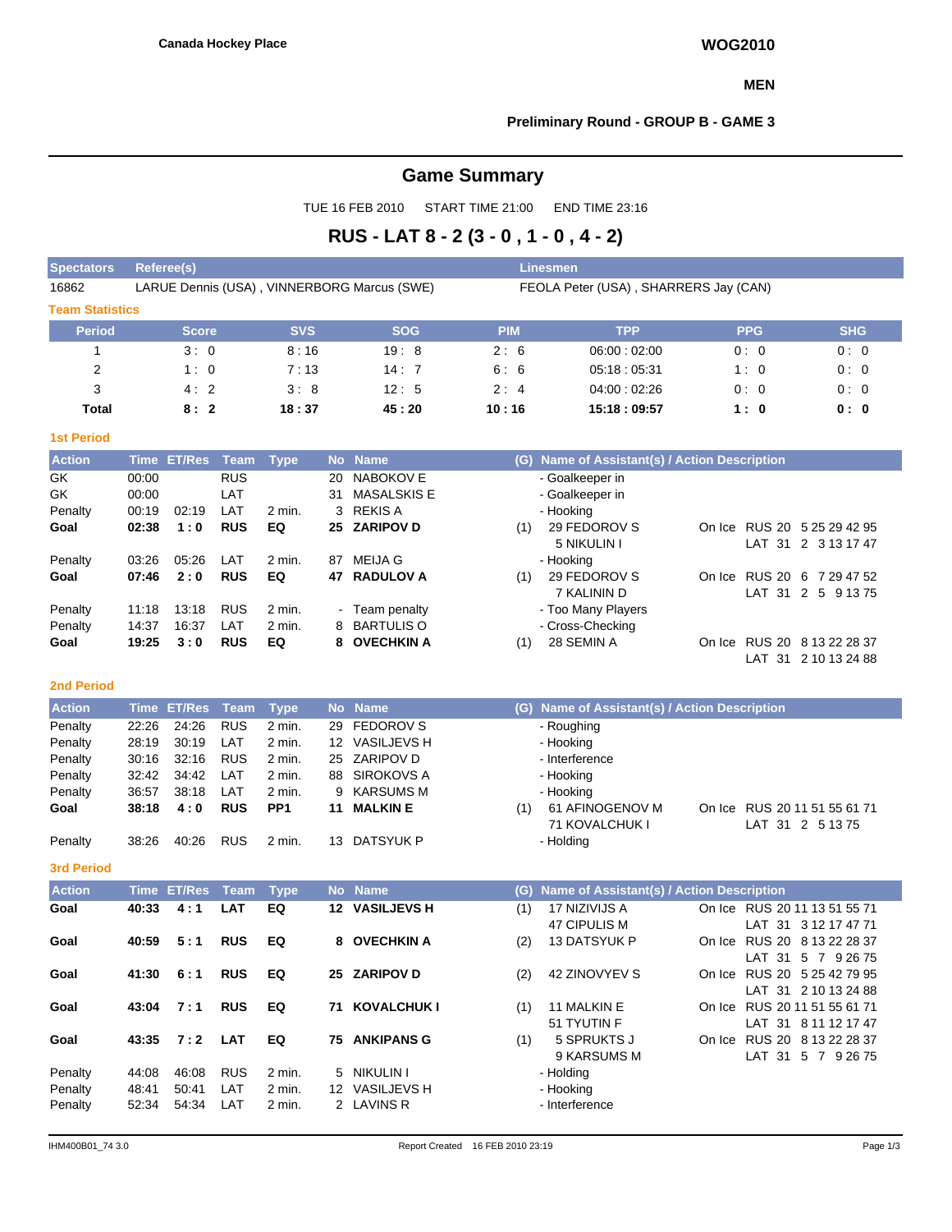**Canada Hockey Place**

**WOG2010**

**MEN**

**Preliminary Round - GROUP B - GAME 3**

# Game Summary

TUE 16 FEB 2010 START TIME 21:00 END TIME 23:16

## RUS - LAT 8 - 2 (3 - 0 , 1 - 0 , 4 - 2)

| Spectators | Referee(s) | Linesmen |
|---|---|---|
| 16862 | LARUE Dennis (USA) , VINNERBORG Marcus (SWE) | FEOLA Peter (USA) , SHARRERS Jay (CAN) |

### Team Statistics

| Period | Score | SVS | SOG | PIM | TPP | PPG | SHG |
|---|---|---|---|---|---|---|---|
| 1 | 3 : 0 | 8 : 16 | 19 : 8 | 2 : 6 | 06:00 : 02:00 | 0 : 0 | 0 : 0 |
| 2 | 1 : 0 | 7 : 13 | 14 : 7 | 6 : 6 | 05:18 : 05:31 | 1 : 0 | 0 : 0 |
| 3 | 4 : 2 | 3 : 8 | 12 : 5 | 2 : 4 | 04:00 : 02:26 | 0 : 0 | 0 : 0 |
| **Total** | **8 : 2** | **18 : 37** | **45 : 20** | **10 : 16** | **15:18 : 09:57** | **1 : 0** | **0 : 0** |

### 1st Period

| Action | Time | ET/Res | Team | Type | No | Name | (G) | Name of Assistant(s) / Action Description | On Ice |
|---|---|---|---|---|---|---|---|---|---|
| GK | 00:00 | | RUS | | 20 | NABOKOV E | | - Goalkeeper in | |
| GK | 00:00 | | LAT | | 31 | MASALSKIS E | | - Goalkeeper in | |
| Penalty | 00:19 | 02:19 | LAT | 2 min. | 3 | REKIS A | | - Hooking | |
| **Goal** | **02:38** | **1 : 0** | **RUS** | **EQ** | **25** | **ZARIPOV D** | (1) | 29 FEDOROV S<br>5 NIKULIN I | RUS 20 5 25 29 42 95<br>LAT 31 2 3 13 17 47 |
| Penalty | 03:26 | 05:26 | LAT | 2 min. | 87 | MEIJA G | | - Hooking | |
| **Goal** | **07:46** | **2 : 0** | **RUS** | **EQ** | **47** | **RADULOV A** | (1) | 29 FEDOROV S<br>7 KALININ D | RUS 20 6 7 29 47 52<br>LAT 31 2 5 9 13 75 |
| Penalty | 11:18 | 13:18 | RUS | 2 min. | - | Team penalty | | - Too Many Players | |
| Penalty | 14:37 | 16:37 | LAT | 2 min. | 8 | BARTULIS O | | - Cross-Checking | |
| **Goal** | **19:25** | **3 : 0** | **RUS** | **EQ** | **8** | **OVECHKIN A** | (1) | 28 SEMIN A | RUS 20 8 13 22 28 37<br>LAT 31 2 10 13 24 88 |

### 2nd Period

| Action | Time | ET/Res | Team | Type | No | Name | (G) | Name of Assistant(s) / Action Description | On Ice |
|---|---|---|---|---|---|---|---|---|---|
| Penalty | 22:26 | 24:26 | RUS | 2 min. | 29 | FEDOROV S | | - Roughing | |
| Penalty | 28:19 | 30:19 | LAT | 2 min. | 12 | VASILJEVS H | | - Hooking | |
| Penalty | 30:16 | 32:16 | RUS | 2 min. | 25 | ZARIPOV D | | - Interference | |
| Penalty | 32:42 | 34:42 | LAT | 2 min. | 88 | SIROKOVS A | | - Hooking | |
| Penalty | 36:57 | 38:18 | LAT | 2 min. | 9 | KARSUMS M | | - Hooking | |
| **Goal** | **38:18** | **4 : 0** | **RUS** | **PP1** | **11** | **MALKIN E** | (1) | 61 AFINOGENOV M<br>71 KOVALCHUK I | RUS 20 11 51 55 61 71<br>LAT 31 2 5 13 75 |
| Penalty | 38:26 | 40:26 | RUS | 2 min. | 13 | DATSYUK P | | - Holding | |

### 3rd Period

| Action | Time | ET/Res | Team | Type | No | Name | (G) | Name of Assistant(s) / Action Description | On Ice |
|---|---|---|---|---|---|---|---|---|---|
| **Goal** | **40:33** | **4 : 1** | **LAT** | **EQ** | **12** | **VASILJEVS H** | (1) | 17 NIZIVIJS A<br>47 CIPULIS M | RUS 20 11 13 51 55 71<br>LAT 31 3 12 17 47 71 |
| **Goal** | **40:59** | **5 : 1** | **RUS** | **EQ** | **8** | **OVECHKIN A** | (2) | 13 DATSYUK P | RUS 20 8 13 22 28 37<br>LAT 31 5 7 9 26 75 |
| **Goal** | **41:30** | **6 : 1** | **RUS** | **EQ** | **25** | **ZARIPOV D** | (2) | 42 ZINOVYEV S | RUS 20 5 25 42 79 95<br>LAT 31 2 10 13 24 88 |
| **Goal** | **43:04** | **7 : 1** | **RUS** | **EQ** | **71** | **KOVALCHUK I** | (1) | 11 MALKIN E<br>51 TYUTIN F | RUS 20 11 51 55 61 71<br>LAT 31 8 11 12 17 47 |
| **Goal** | **43:35** | **7 : 2** | **LAT** | **EQ** | **75** | **ANKIPANS G** | (1) | 5 SPRUKTS J<br>9 KARSUMS M | RUS 20 8 13 22 28 37<br>LAT 31 5 7 9 26 75 |
| Penalty | 44:08 | 46:08 | RUS | 2 min. | 5 | NIKULIN I | | - Holding | |
| Penalty | 48:41 | 50:41 | LAT | 2 min. | 12 | VASILJEVS H | | - Hooking | |
| Penalty | 52:34 | 54:34 | LAT | 2 min. | 2 | LAVINS R | | - Interference | |

IHM400B01_74 3.0 Report Created 16 FEB 2010 23:19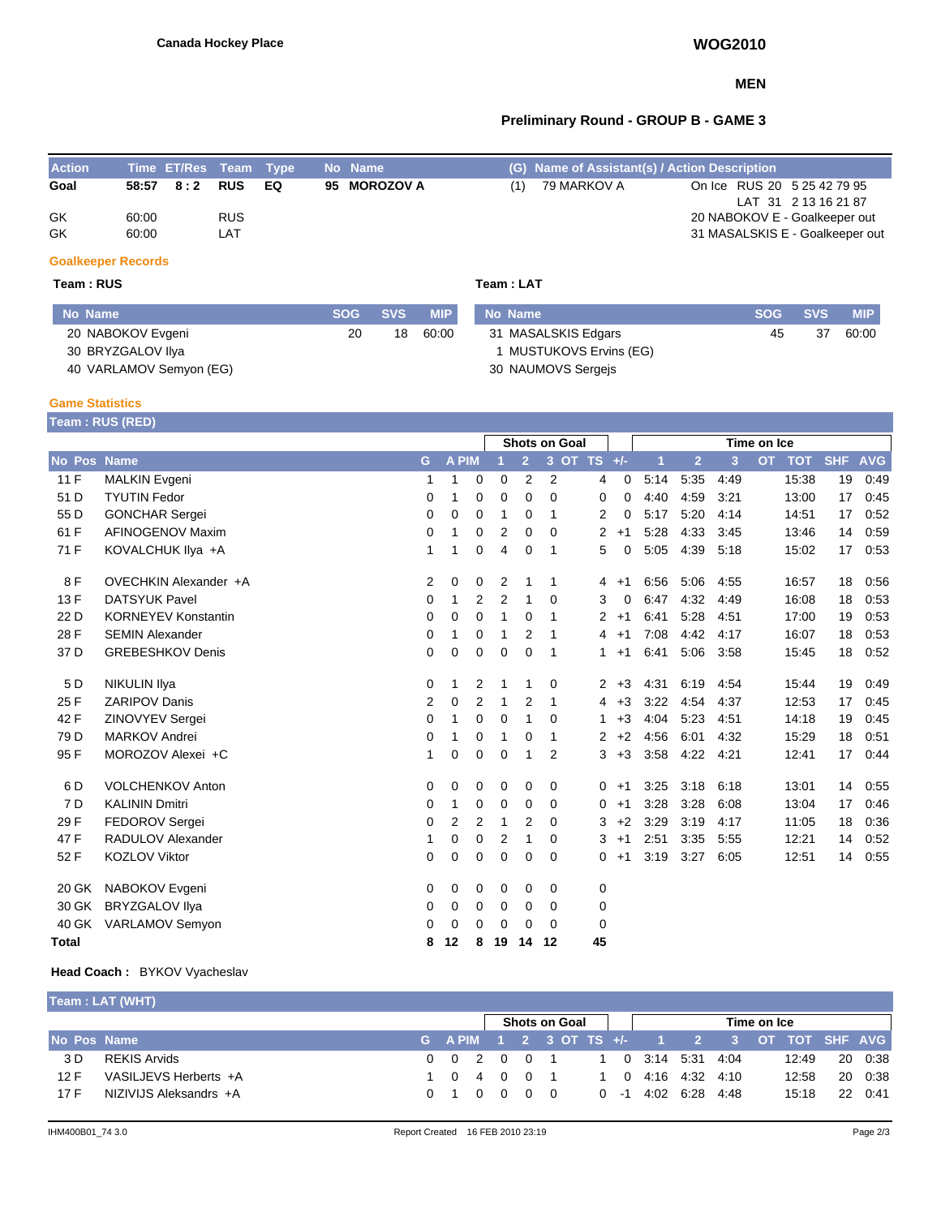Canada Hockey Place

**WOG2010**

**MEN**

**Preliminary Round - GROUP B - GAME 3**

| Action | Time | ET/Res | Team | Type | No | Name | (G) | Name of Assistant(s) / Action Description | |
|---|---|---|---|---|---|---|---|---|---|
| **Goal** | **58:57** | **8 : 2** | **RUS** | **EQ** | **95** | **MOROZOV A** | (1) | 79 MARKOV A | On Ice RUS 20 5 25 42 79 95<br>LAT 31 2 13 16 21 87 |
| GK | 60:00 | | RUS | | | | | | 20 NABOKOV E - Goalkeeper out |
| GK | 60:00 | | LAT | | | | | | 31 MASALSKIS E - Goalkeeper out |

### Goalkeeper Records

**Team : RUS**

| No | Name | SOG | SVS | MIP |
|---|---|---|---|---|
| 20 | NABOKOV Evgeni | 20 | 18 | 60:00 |
| 30 | BRYZGALOV Ilya | | | |
| 40 | VARLAMOV Semyon (EG) | | | |

**Team : LAT**

| No | Name | SOG | SVS | MIP |
|---|---|---|---|---|
| 31 | MASALSKIS Edgars | 45 | 37 | 60:00 |
| 1 | MUSTUKOVS Ervins (EG) | | | |
| 30 | NAUMOVS Sergejs | | | |

### Game Statistics

**Team : RUS (RED)**

| No | Pos | Name | G | A | PIM | Shots on Goal 1 | 2 | 3 | OT | TS | +/- | Time on Ice 1 | 2 | 3 | OT | TOT | SHF | AVG |
|---|---|---|---|---|---|---|---|---|---|---|---|---|---|---|---|---|---|---|
| 11 | F | MALKIN Evgeni | 1 | 1 | 0 | 0 | 2 | 2 | | 4 | 0 | 5:14 | 5:35 | 4:49 | | 15:38 | 19 | 0:49 |
| 51 | D | TYUTIN Fedor | 0 | 1 | 0 | 0 | 0 | 0 | | 0 | 0 | 4:40 | 4:59 | 3:21 | | 13:00 | 17 | 0:45 |
| 55 | D | GONCHAR Sergei | 0 | 0 | 0 | 1 | 0 | 1 | | 2 | 0 | 5:17 | 5:20 | 4:14 | | 14:51 | 17 | 0:52 |
| 61 | F | AFINOGENOV Maxim | 0 | 1 | 0 | 2 | 0 | 0 | | 2 | +1 | 5:28 | 4:33 | 3:45 | | 13:46 | 14 | 0:59 |
| 71 | F | KOVALCHUK Ilya +A | 1 | 1 | 0 | 4 | 0 | 1 | | 5 | 0 | 5:05 | 4:39 | 5:18 | | 15:02 | 17 | 0:53 |
| 8 | F | OVECHKIN Alexander +A | 2 | 0 | 0 | 2 | 1 | 1 | | 4 | +1 | 6:56 | 5:06 | 4:55 | | 16:57 | 18 | 0:56 |
| 13 | F | DATSYUK Pavel | 0 | 1 | 2 | 2 | 1 | 0 | | 3 | 0 | 6:47 | 4:32 | 4:49 | | 16:08 | 18 | 0:53 |
| 22 | D | KORNEYEV Konstantin | 0 | 0 | 0 | 1 | 0 | 1 | | 2 | +1 | 6:41 | 5:28 | 4:51 | | 17:00 | 19 | 0:53 |
| 28 | F | SEMIN Alexander | 0 | 1 | 0 | 1 | 2 | 1 | | 4 | +1 | 7:08 | 4:42 | 4:17 | | 16:07 | 18 | 0:53 |
| 37 | D | GREBESHKOV Denis | 0 | 0 | 0 | 0 | 0 | 1 | | 1 | +1 | 6:41 | 5:06 | 3:58 | | 15:45 | 18 | 0:52 |
| 5 | D | NIKULIN Ilya | 0 | 1 | 2 | 1 | 1 | 0 | | 2 | +3 | 4:31 | 6:19 | 4:54 | | 15:44 | 19 | 0:49 |
| 25 | F | ZARIPOV Danis | 2 | 0 | 2 | 1 | 2 | 1 | | 4 | +3 | 3:22 | 4:54 | 4:37 | | 12:53 | 17 | 0:45 |
| 42 | F | ZINOVYEV Sergei | 0 | 1 | 0 | 0 | 1 | 0 | | 1 | +3 | 4:04 | 5:23 | 4:51 | | 14:18 | 19 | 0:45 |
| 79 | D | MARKOV Andrei | 0 | 1 | 0 | 1 | 0 | 1 | | 2 | +2 | 4:56 | 6:01 | 4:32 | | 15:29 | 18 | 0:51 |
| 95 | F | MOROZOV Alexei +C | 1 | 0 | 0 | 0 | 1 | 2 | | 3 | +3 | 3:58 | 4:22 | 4:21 | | 12:41 | 17 | 0:44 |
| 6 | D | VOLCHENKOV Anton | 0 | 0 | 0 | 0 | 0 | 0 | | 0 | +1 | 3:25 | 3:18 | 6:18 | | 13:01 | 14 | 0:55 |
| 7 | D | KALININ Dmitri | 0 | 1 | 0 | 0 | 0 | 0 | | 0 | +1 | 3:28 | 3:28 | 6:08 | | 13:04 | 17 | 0:46 |
| 29 | F | FEDOROV Sergei | 0 | 2 | 2 | 1 | 2 | 0 | | 3 | +2 | 3:29 | 3:19 | 4:17 | | 11:05 | 18 | 0:36 |
| 47 | F | RADULOV Alexander | 1 | 0 | 0 | 2 | 1 | 0 | | 3 | +1 | 2:51 | 3:35 | 5:55 | | 12:21 | 14 | 0:52 |
| 52 | F | KOZLOV Viktor | 0 | 0 | 0 | 0 | 0 | 0 | | 0 | +1 | 3:19 | 3:27 | 6:05 | | 12:51 | 14 | 0:55 |
| 20 | GK | NABOKOV Evgeni | 0 | 0 | 0 | 0 | 0 | 0 | | 0 | | | | | | | | |
| 30 | GK | BRYZGALOV Ilya | 0 | 0 | 0 | 0 | 0 | 0 | | 0 | | | | | | | | |
| 40 | GK | VARLAMOV Semyon | 0 | 0 | 0 | 0 | 0 | 0 | | 0 | | | | | | | | |
| **Total** | | | **8** | **12** | **8** | **19** | **14** | **12** | | **45** | | | | | | | | |

**Head Coach :** BYKOV Vyacheslav

**Team : LAT (WHT)**

| No | Pos | Name | G | A | PIM | Shots on Goal 1 | 2 | 3 | OT | TS | +/- | Time on Ice 1 | 2 | 3 | OT | TOT | SHF | AVG |
|---|---|---|---|---|---|---|---|---|---|---|---|---|---|---|---|---|---|---|
| 3 | D | REKIS Arvids | 0 | 0 | 2 | 0 | 0 | 1 | | 1 | 0 | 3:14 | 5:31 | 4:04 | | 12:49 | 20 | 0:38 |
| 12 | F | VASILJEVS Herberts +A | 1 | 0 | 4 | 0 | 0 | 1 | | 1 | 0 | 4:16 | 4:32 | 4:10 | | 12:58 | 20 | 0:38 |
| 17 | F | NIZIVIJS Aleksandrs +A | 0 | 1 | 0 | 0 | 0 | 0 | | 0 | -1 | 4:02 | 6:28 | 4:48 | | 15:18 | 22 | 0:41 |

IHM400B01_74 3.0 Report Created 16 FEB 2010 23:19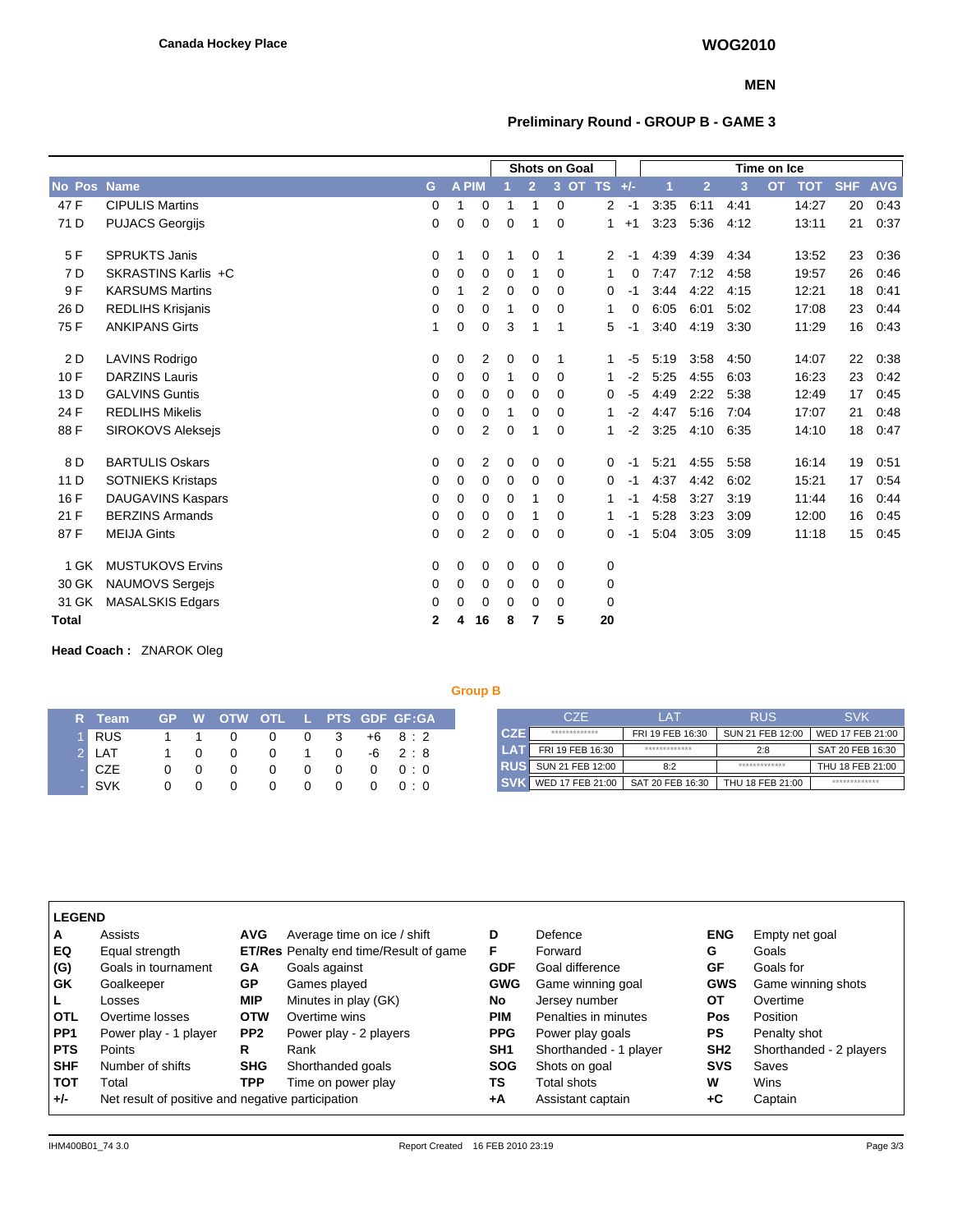**Canada Hockey Place**

**WOG2010**

**MEN**

**Preliminary Round - GROUP B - GAME 3**

| No | Pos | Name | G | A | PIM | Shots on Goal 1 | 2 | 3 | OT | TS | +/- | Time on Ice 1 | 2 | 3 | OT | TOT | SHF | AVG |
|---|---|---|---|---|---|---|---|---|---|---|---|---|---|---|---|---|---|---|
| 47 | F | CIPULIS Martins | 0 | 1 | 0 | 1 | 1 | 0 | | 2 | -1 | 3:35 | 6:11 | 4:41 | | 14:27 | 20 | 0:43 |
| 71 | D | PUJACS Georgijs | 0 | 0 | 0 | 0 | 1 | 0 | | 1 | +1 | 3:23 | 5:36 | 4:12 | | 13:11 | 21 | 0:37 |
| 5 | F | SPRUKTS Janis | 0 | 1 | 0 | 1 | 0 | 1 | | 2 | -1 | 4:39 | 4:39 | 4:34 | | 13:52 | 23 | 0:36 |
| 7 | D | SKRASTINS Karlis +C | 0 | 0 | 0 | 0 | 1 | 0 | | 1 | 0 | 7:47 | 7:12 | 4:58 | | 19:57 | 26 | 0:46 |
| 9 | F | KARSUMS Martins | 0 | 1 | 2 | 0 | 0 | 0 | | 0 | -1 | 3:44 | 4:22 | 4:15 | | 12:21 | 18 | 0:41 |
| 26 | D | REDLIHS Krisjanis | 0 | 0 | 0 | 1 | 0 | 0 | | 1 | 0 | 6:05 | 6:01 | 5:02 | | 17:08 | 23 | 0:44 |
| 75 | F | ANKIPANS Girts | 1 | 0 | 0 | 3 | 1 | 1 | | 5 | -1 | 3:40 | 4:19 | 3:30 | | 11:29 | 16 | 0:43 |
| 2 | D | LAVINS Rodrigo | 0 | 0 | 2 | 0 | 0 | 1 | | 1 | -5 | 5:19 | 3:58 | 4:50 | | 14:07 | 22 | 0:38 |
| 10 | F | DARZINS Lauris | 0 | 0 | 0 | 1 | 0 | 0 | | 1 | -2 | 5:25 | 4:55 | 6:03 | | 16:23 | 23 | 0:42 |
| 13 | D | GALVINS Guntis | 0 | 0 | 0 | 0 | 0 | 0 | | 0 | -5 | 4:49 | 2:22 | 5:38 | | 12:49 | 17 | 0:45 |
| 24 | F | REDLIHS Mikelis | 0 | 0 | 0 | 1 | 0 | 0 | | 1 | -2 | 4:47 | 5:16 | 7:04 | | 17:07 | 21 | 0:48 |
| 88 | F | SIROKOVS Aleksejs | 0 | 0 | 2 | 0 | 1 | 0 | | 1 | -2 | 3:25 | 4:10 | 6:35 | | 14:10 | 18 | 0:47 |
| 8 | D | BARTULIS Oskars | 0 | 0 | 2 | 0 | 0 | 0 | | 0 | -1 | 5:21 | 4:55 | 5:58 | | 16:14 | 19 | 0:51 |
| 11 | D | SOTNIEKS Kristaps | 0 | 0 | 0 | 0 | 0 | 0 | | 0 | -1 | 4:37 | 4:42 | 6:02 | | 15:21 | 17 | 0:54 |
| 16 | F | DAUGAVINS Kaspars | 0 | 0 | 0 | 0 | 1 | 0 | | 1 | -1 | 4:58 | 3:27 | 3:19 | | 11:44 | 16 | 0:44 |
| 21 | F | BERZINS Armands | 0 | 0 | 0 | 0 | 1 | 0 | | 1 | -1 | 5:28 | 3:23 | 3:09 | | 12:00 | 16 | 0:45 |
| 87 | F | MEIJA Gints | 0 | 0 | 2 | 0 | 0 | 0 | | 0 | -1 | 5:04 | 3:05 | 3:09 | | 11:18 | 15 | 0:45 |
| 1 | GK | MUSTUKOVS Ervins | 0 | 0 | 0 | 0 | 0 | 0 | | 0 | | | | | | | | |
| 30 | GK | NAUMOVS Sergejs | 0 | 0 | 0 | 0 | 0 | 0 | | 0 | | | | | | | | |
| 31 | GK | MASALSKIS Edgars | 0 | 0 | 0 | 0 | 0 | 0 | | 0 | | | | | | | | |
| **Total** | | | **2** | **4** | **16** | **8** | **7** | **5** | | **20** | | | | | | | | |

**Head Coach :** ZNAROK Oleg

**Group B**

| R | Team | GP | W | OTW | OTL | L | PTS | GDF | GF:GA |
|---|---|---|---|---|---|---|---|---|---|
| 1 | RUS | 1 | 1 | 0 | 0 | 0 | 3 | +6 | 8 : 2 |
| 2 | LAT | 1 | 0 | 0 | 0 | 1 | 0 | -6 | 2 : 8 |
| - | CZE | 0 | 0 | 0 | 0 | 0 | 0 | 0 | 0 : 0 |
| - | SVK | 0 | 0 | 0 | 0 | 0 | 0 | 0 | 0 : 0 |

| | CZE | LAT | RUS | SVK |
|---|---|---|---|---|
| CZE | ************* | FRI 19 FEB 16:30 | SUN 21 FEB 12:00 | WED 17 FEB 21:00 |
| LAT | FRI 19 FEB 16:30 | ************* | 2:8 | SAT 20 FEB 16:30 |
| RUS | SUN 21 FEB 12:00 | 8:2 | ************* | THU 18 FEB 21:00 |
| SVK | WED 17 FEB 21:00 | SAT 20 FEB 16:30 | THU 18 FEB 21:00 | ************* |

**LEGEND**

| | | | | | | | |
|---|---|---|---|---|---|---|---|
| **A** | Assists | **AVG** | Average time on ice / shift | **D** | Defence | **ENG** | Empty net goal |
| **EQ** | Equal strength | **ET/Res** | Penalty end time/Result of game | **F** | Forward | **G** | Goals |
| **(G)** | Goals in tournament | **GA** | Goals against | **GDF** | Goal difference | **GF** | Goals for |
| **GK** | Goalkeeper | **GP** | Games played | **GWG** | Game winning goal | **GWS** | Game winning shots |
| **L** | Losses | **MIP** | Minutes in play (GK) | **No** | Jersey number | **OT** | Overtime |
| **OTL** | Overtime losses | **OTW** | Overtime wins | **PIM** | Penalties in minutes | **Pos** | Position |
| **PP1** | Power play - 1 player | **PP2** | Power play - 2 players | **PPG** | Power play goals | **PS** | Penalty shot |
| **PTS** | Points | **R** | Rank | **SH1** | Shorthanded - 1 player | **SH2** | Shorthanded - 2 players |
| **SHF** | Number of shifts | **SHG** | Shorthanded goals | **SOG** | Shots on goal | **SVS** | Saves |
| **TOT** | Total | **TPP** | Time on power play | **TS** | Total shots | **W** | Wins |
| **+/-** | Net result of positive and negative participation | | | **+A** | Assistant captain | **+C** | Captain |

IHM400B01_74 3.0 Report Created 16 FEB 2010 23:19